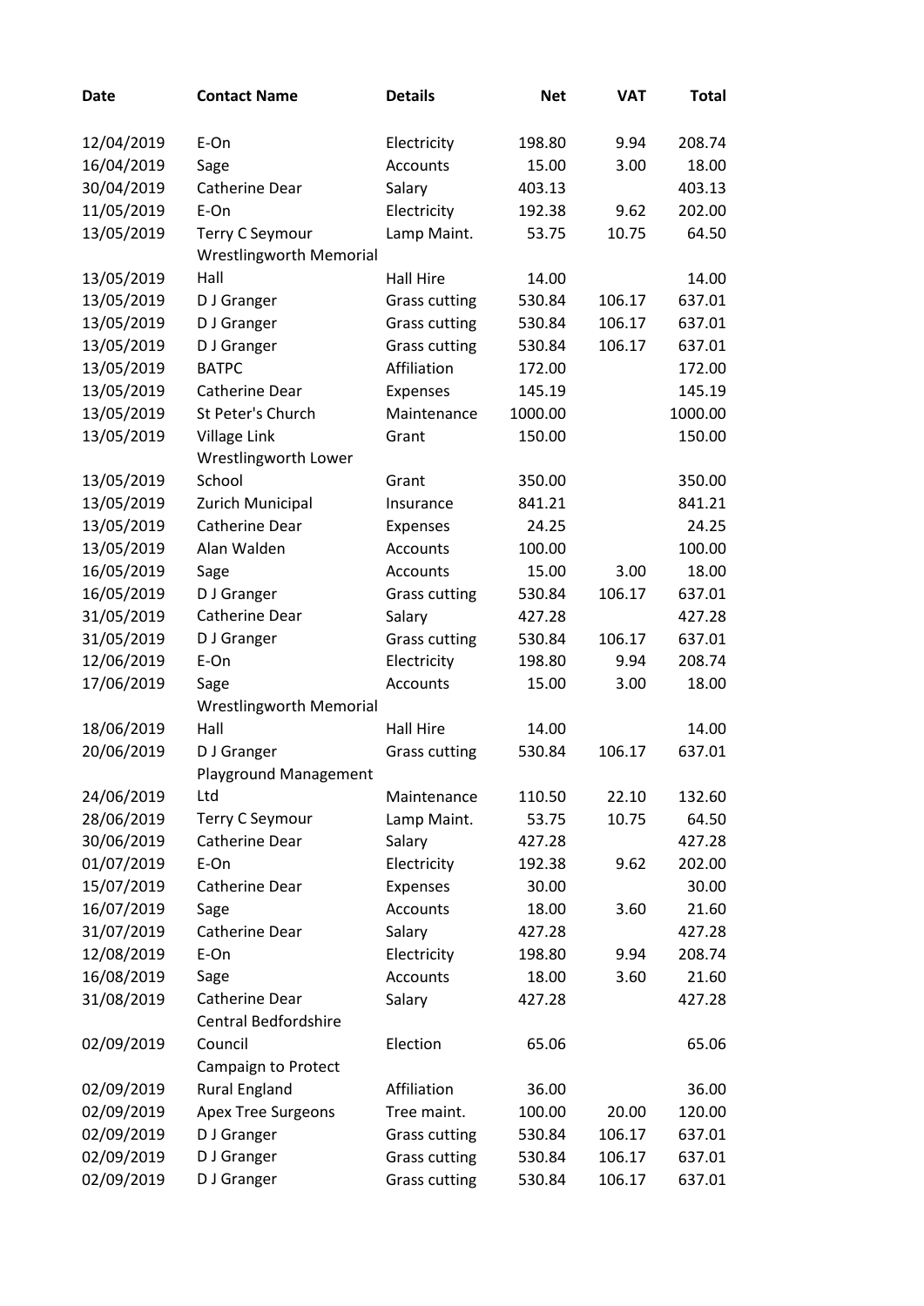| Date | Contact Name | Details | Net | VAT | Total |
|---|---|---|---|---|---|
| 12/04/2019 | E-On | Electricity | 198.80 | 9.94 | 208.74 |
| 16/04/2019 | Sage | Accounts | 15.00 | 3.00 | 18.00 |
| 30/04/2019 | Catherine Dear | Salary | 403.13 | | 403.13 |
| 11/05/2019 | E-On | Electricity | 192.38 | 9.62 | 202.00 |
| 13/05/2019 | Terry C Seymour | Lamp Maint. | 53.75 | 10.75 | 64.50 |
| 13/05/2019 | Wrestlingworth Memorial Hall | Hall Hire | 14.00 | | 14.00 |
| 13/05/2019 | D J Granger | Grass cutting | 530.84 | 106.17 | 637.01 |
| 13/05/2019 | D J Granger | Grass cutting | 530.84 | 106.17 | 637.01 |
| 13/05/2019 | D J Granger | Grass cutting | 530.84 | 106.17 | 637.01 |
| 13/05/2019 | BATPC | Affiliation | 172.00 | | 172.00 |
| 13/05/2019 | Catherine Dear | Expenses | 145.19 | | 145.19 |
| 13/05/2019 | St Peter's Church | Maintenance | 1000.00 | | 1000.00 |
| 13/05/2019 | Village Link | Grant | 150.00 | | 150.00 |
| 13/05/2019 | Wrestlingworth Lower School | Grant | 350.00 | | 350.00 |
| 13/05/2019 | Zurich Municipal | Insurance | 841.21 | | 841.21 |
| 13/05/2019 | Catherine Dear | Expenses | 24.25 | | 24.25 |
| 13/05/2019 | Alan Walden | Accounts | 100.00 | | 100.00 |
| 16/05/2019 | Sage | Accounts | 15.00 | 3.00 | 18.00 |
| 16/05/2019 | D J Granger | Grass cutting | 530.84 | 106.17 | 637.01 |
| 31/05/2019 | Catherine Dear | Salary | 427.28 | | 427.28 |
| 31/05/2019 | D J Granger | Grass cutting | 530.84 | 106.17 | 637.01 |
| 12/06/2019 | E-On | Electricity | 198.80 | 9.94 | 208.74 |
| 17/06/2019 | Sage | Accounts | 15.00 | 3.00 | 18.00 |
| 18/06/2019 | Wrestlingworth Memorial Hall | Hall Hire | 14.00 | | 14.00 |
| 20/06/2019 | D J Granger | Grass cutting | 530.84 | 106.17 | 637.01 |
| 24/06/2019 | Playground Management Ltd | Maintenance | 110.50 | 22.10 | 132.60 |
| 28/06/2019 | Terry C Seymour | Lamp Maint. | 53.75 | 10.75 | 64.50 |
| 30/06/2019 | Catherine Dear | Salary | 427.28 | | 427.28 |
| 01/07/2019 | E-On | Electricity | 192.38 | 9.62 | 202.00 |
| 15/07/2019 | Catherine Dear | Expenses | 30.00 | | 30.00 |
| 16/07/2019 | Sage | Accounts | 18.00 | 3.60 | 21.60 |
| 31/07/2019 | Catherine Dear | Salary | 427.28 | | 427.28 |
| 12/08/2019 | E-On | Electricity | 198.80 | 9.94 | 208.74 |
| 16/08/2019 | Sage | Accounts | 18.00 | 3.60 | 21.60 |
| 31/08/2019 | Catherine Dear | Salary | 427.28 | | 427.28 |
| 02/09/2019 | Central Bedfordshire Council | Election | 65.06 | | 65.06 |
| 02/09/2019 | Campaign to Protect Rural England | Affiliation | 36.00 | | 36.00 |
| 02/09/2019 | Apex Tree Surgeons | Tree maint. | 100.00 | 20.00 | 120.00 |
| 02/09/2019 | D J Granger | Grass cutting | 530.84 | 106.17 | 637.01 |
| 02/09/2019 | D J Granger | Grass cutting | 530.84 | 106.17 | 637.01 |
| 02/09/2019 | D J Granger | Grass cutting | 530.84 | 106.17 | 637.01 |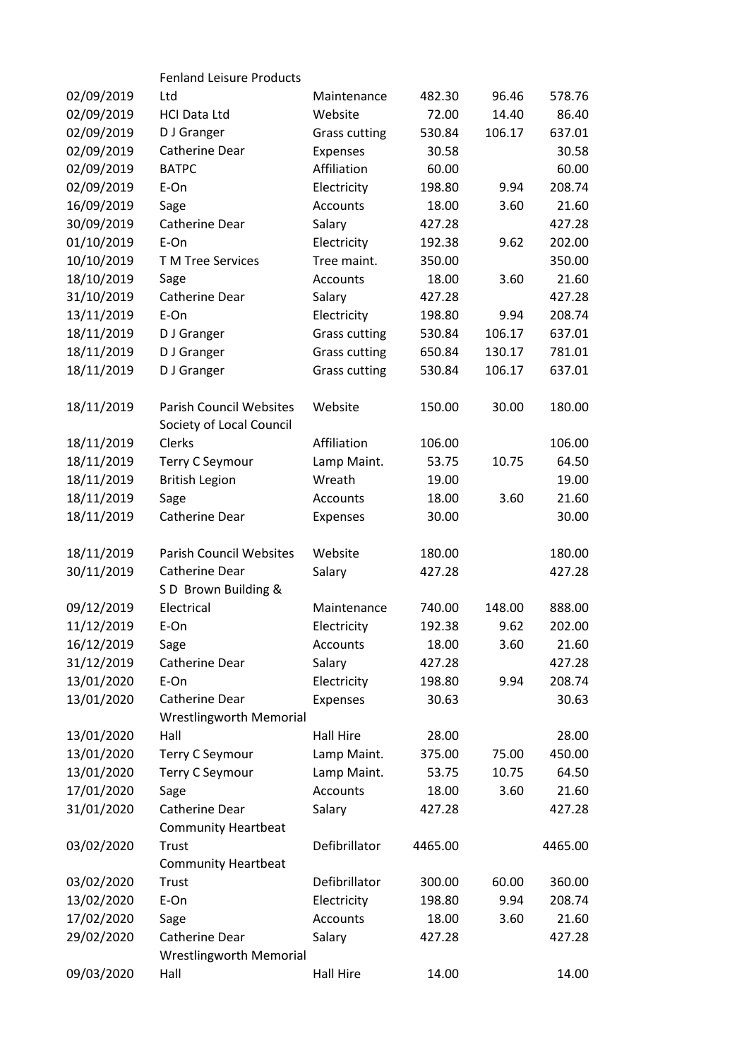| | | | | | |
|---|---|---|---|---|---|
| 02/09/2019 | Fenland Leisure Products Ltd | Maintenance | 482.30 | 96.46 | 578.76 |
| 02/09/2019 | HCI Data Ltd | Website | 72.00 | 14.40 | 86.40 |
| 02/09/2019 | D J Granger | Grass cutting | 530.84 | 106.17 | 637.01 |
| 02/09/2019 | Catherine Dear | Expenses | 30.58 | | 30.58 |
| 02/09/2019 | BATPC | Affiliation | 60.00 | | 60.00 |
| 02/09/2019 | E-On | Electricity | 198.80 | 9.94 | 208.74 |
| 16/09/2019 | Sage | Accounts | 18.00 | 3.60 | 21.60 |
| 30/09/2019 | Catherine Dear | Salary | 427.28 | | 427.28 |
| 01/10/2019 | E-On | Electricity | 192.38 | 9.62 | 202.00 |
| 10/10/2019 | T M Tree Services | Tree maint. | 350.00 | | 350.00 |
| 18/10/2019 | Sage | Accounts | 18.00 | 3.60 | 21.60 |
| 31/10/2019 | Catherine Dear | Salary | 427.28 | | 427.28 |
| 13/11/2019 | E-On | Electricity | 198.80 | 9.94 | 208.74 |
| 18/11/2019 | D J Granger | Grass cutting | 530.84 | 106.17 | 637.01 |
| 18/11/2019 | D J Granger | Grass cutting | 650.84 | 130.17 | 781.01 |
| 18/11/2019 | D J Granger | Grass cutting | 530.84 | 106.17 | 637.01 |
| 18/11/2019 | Parish Council Websites | Website | 150.00 | 30.00 | 180.00 |
| 18/11/2019 | Society of Local Council Clerks | Affiliation | 106.00 | | 106.00 |
| 18/11/2019 | Terry C Seymour | Lamp Maint. | 53.75 | 10.75 | 64.50 |
| 18/11/2019 | British Legion | Wreath | 19.00 | | 19.00 |
| 18/11/2019 | Sage | Accounts | 18.00 | 3.60 | 21.60 |
| 18/11/2019 | Catherine Dear | Expenses | 30.00 | | 30.00 |
| 18/11/2019 | Parish Council Websites | Website | 180.00 | | 180.00 |
| 30/11/2019 | Catherine Dear | Salary | 427.28 | | 427.28 |
| 09/12/2019 | S D Brown Building & Electrical | Maintenance | 740.00 | 148.00 | 888.00 |
| 11/12/2019 | E-On | Electricity | 192.38 | 9.62 | 202.00 |
| 16/12/2019 | Sage | Accounts | 18.00 | 3.60 | 21.60 |
| 31/12/2019 | Catherine Dear | Salary | 427.28 | | 427.28 |
| 13/01/2020 | E-On | Electricity | 198.80 | 9.94 | 208.74 |
| 13/01/2020 | Catherine Dear | Expenses | 30.63 | | 30.63 |
| 13/01/2020 | Wrestlingworth Memorial Hall | Hall Hire | 28.00 | | 28.00 |
| 13/01/2020 | Terry C Seymour | Lamp Maint. | 375.00 | 75.00 | 450.00 |
| 13/01/2020 | Terry C Seymour | Lamp Maint. | 53.75 | 10.75 | 64.50 |
| 17/01/2020 | Sage | Accounts | 18.00 | 3.60 | 21.60 |
| 31/01/2020 | Catherine Dear | Salary | 427.28 | | 427.28 |
| 03/02/2020 | Community Heartbeat Trust | Defibrillator | 4465.00 | | 4465.00 |
| 03/02/2020 | Community Heartbeat Trust | Defibrillator | 300.00 | 60.00 | 360.00 |
| 13/02/2020 | E-On | Electricity | 198.80 | 9.94 | 208.74 |
| 17/02/2020 | Sage | Accounts | 18.00 | 3.60 | 21.60 |
| 29/02/2020 | Catherine Dear | Salary | 427.28 | | 427.28 |
| 09/03/2020 | Wrestlingworth Memorial Hall | Hall Hire | 14.00 | | 14.00 |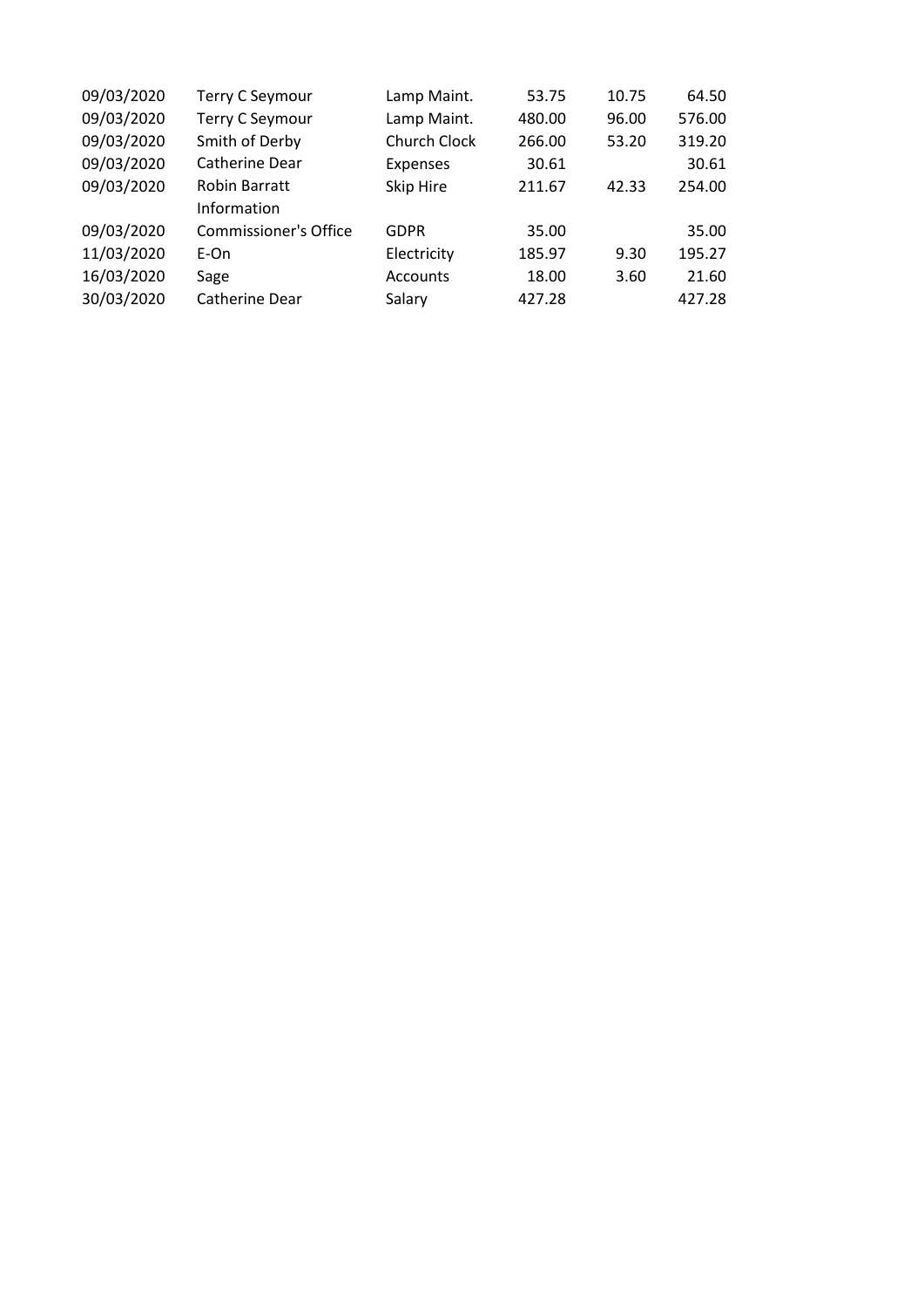| | | | | | |
|---|---|---|---|---|---|
| 09/03/2020 | Terry C Seymour | Lamp Maint. | 53.75 | 10.75 | 64.50 |
| 09/03/2020 | Terry C Seymour | Lamp Maint. | 480.00 | 96.00 | 576.00 |
| 09/03/2020 | Smith of Derby | Church Clock | 266.00 | 53.20 | 319.20 |
| 09/03/2020 | Catherine Dear | Expenses | 30.61 | | 30.61 |
| 09/03/2020 | Robin Barratt | Skip Hire | 211.67 | 42.33 | 254.00 |
| 09/03/2020 | Information Commissioner's Office | GDPR | 35.00 | | 35.00 |
| 11/03/2020 | E-On | Electricity | 185.97 | 9.30 | 195.27 |
| 16/03/2020 | Sage | Accounts | 18.00 | 3.60 | 21.60 |
| 30/03/2020 | Catherine Dear | Salary | 427.28 | | 427.28 |